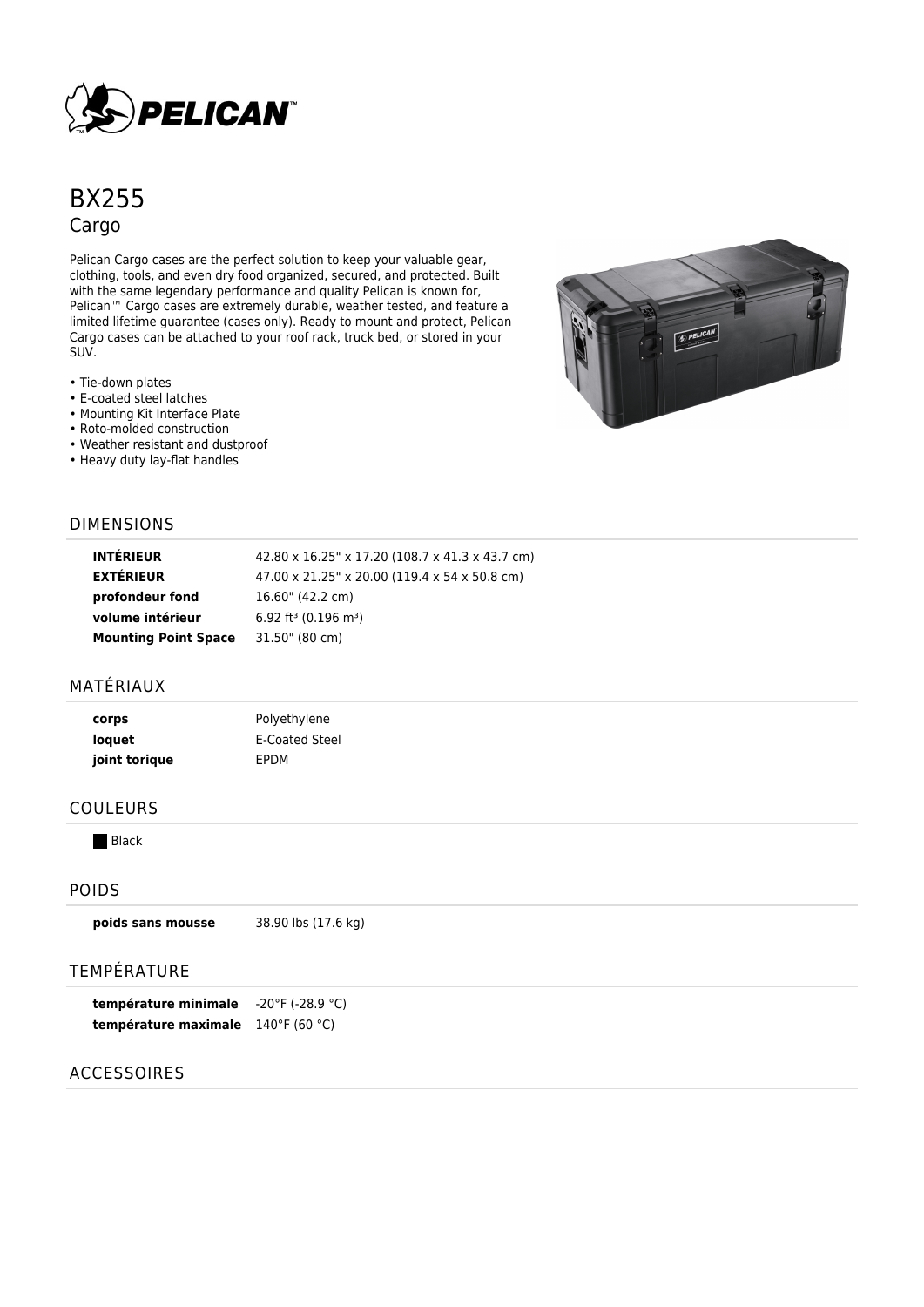# BX255

## Cargo

Pelican Cargo cases are the perfect solution to keep your valuable gear, clothing, tools, and even dry food organized, secured, and protected. Built with the same legendary performance and quality Pelican is known for, Pelican™ Cargo cases are extremely durable, weather tested, and feature a limited lifetime guarantee (cases only). Ready to mount and protect, Pelican Cargo cases can be attached to your roof rack, truck bed, or stored in your SUV.

- Tie-down plates
- E-coated steel latches
- Mounting Kit Interface Plate
- Roto-molded construction
- Weather resistant and dustproof
- Heavy duty lay-flat handles

## DIMENSIONS

| | |
|---|---|
| **INTÉRIEUR** | 42.80 x 16.25" x 17.20 (108.7 x 41.3 x 43.7 cm) |
| **EXTÉRIEUR** | 47.00 x 21.25" x 20.00 (119.4 x 54 x 50.8 cm) |
| **profondeur fond** | 16.60" (42.2 cm) |
| **volume intérieur** | 6.92 $ft^3$ (0.196 $m^3$) |
| **Mounting Point Space** | 31.50" (80 cm) |

## MATÉRIAUX

| | |
|---|---|
| **corps** | Polyethylene |
| **loquet** | E-Coated Steel |
| **joint torique** | EPDM |

## COULEURS

Black

## POIDS

| | |
|---|---|
| **poids sans mousse** | 38.90 lbs (17.6 kg) |

## TEMPÉRATURE

| | |
|---|---|
| **température minimale** | -20°F (-28.9 °C) |
| **température maximale** | 140°F (60 °C) |

## ACCESSOIRES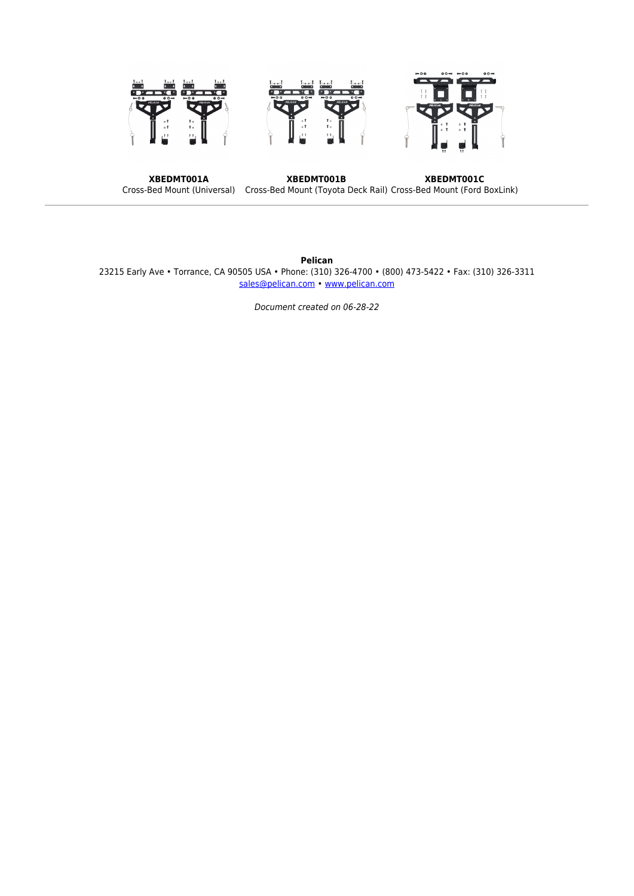**XBEDMT001A**
Cross-Bed Mount (Universal)

**XBEDMT001B**
Cross-Bed Mount (Toyota Deck Rail)

**XBEDMT001C**
Cross-Bed Mount (Ford BoxLink)

---

**Pelican**
23215 Early Ave • Torrance, CA 90505 USA • Phone: (310) 326-4700 • (800) 473-5422 • Fax: (310) 326-3311
sales@pelican.com • www.pelican.com

*Document created on 06-28-22*